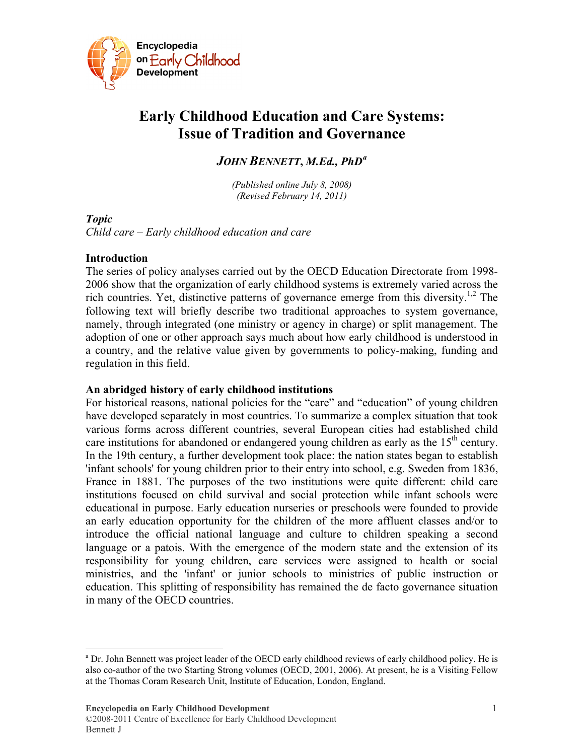# Early Childhood Education and Care Systems: Issue of Tradition and Governance

***John Bennett, M.Ed., PhD***[a]

*(Published online July 8, 2008)*
*(Revised February 14, 2011)*

***Topic***

*Child care – Early childhood education and care*

**Introduction**

The series of policy analyses carried out by the OECD Education Directorate from 1998-2006 show that the organization of early childhood systems is extremely varied across the rich countries. Yet, distinctive patterns of governance emerge from this diversity.[1,2] The following text will briefly describe two traditional approaches to system governance, namely, through integrated (one ministry or agency in charge) or split management. The adoption of one or other approach says much about how early childhood is understood in a country, and the relative value given by governments to policy-making, funding and regulation in this field.

**An abridged history of early childhood institutions**

For historical reasons, national policies for the "care" and "education" of young children have developed separately in most countries. To summarize a complex situation that took various forms across different countries, several European cities had established child care institutions for abandoned or endangered young children as early as the 15th century. In the 19th century, a further development took place: the nation states began to establish 'infant schools' for young children prior to their entry into school, e.g. Sweden from 1836, France in 1881. The purposes of the two institutions were quite different: child care institutions focused on child survival and social protection while infant schools were educational in purpose. Early education nurseries or preschools were founded to provide an early education opportunity for the children of the more affluent classes and/or to introduce the official national language and culture to children speaking a second language or a patois. With the emergence of the modern state and the extension of its responsibility for young children, care services were assigned to health or social ministries, and the 'infant' or junior schools to ministries of public instruction or education. This splitting of responsibility has remained the de facto governance situation in many of the OECD countries.

---

[a] Dr. John Bennett was project leader of the OECD early childhood reviews of early childhood policy. He is also co-author of the two Starting Strong volumes (OECD, 2001, 2006). At present, he is a Visiting Fellow at the Thomas Coram Research Unit, Institute of Education, London, England.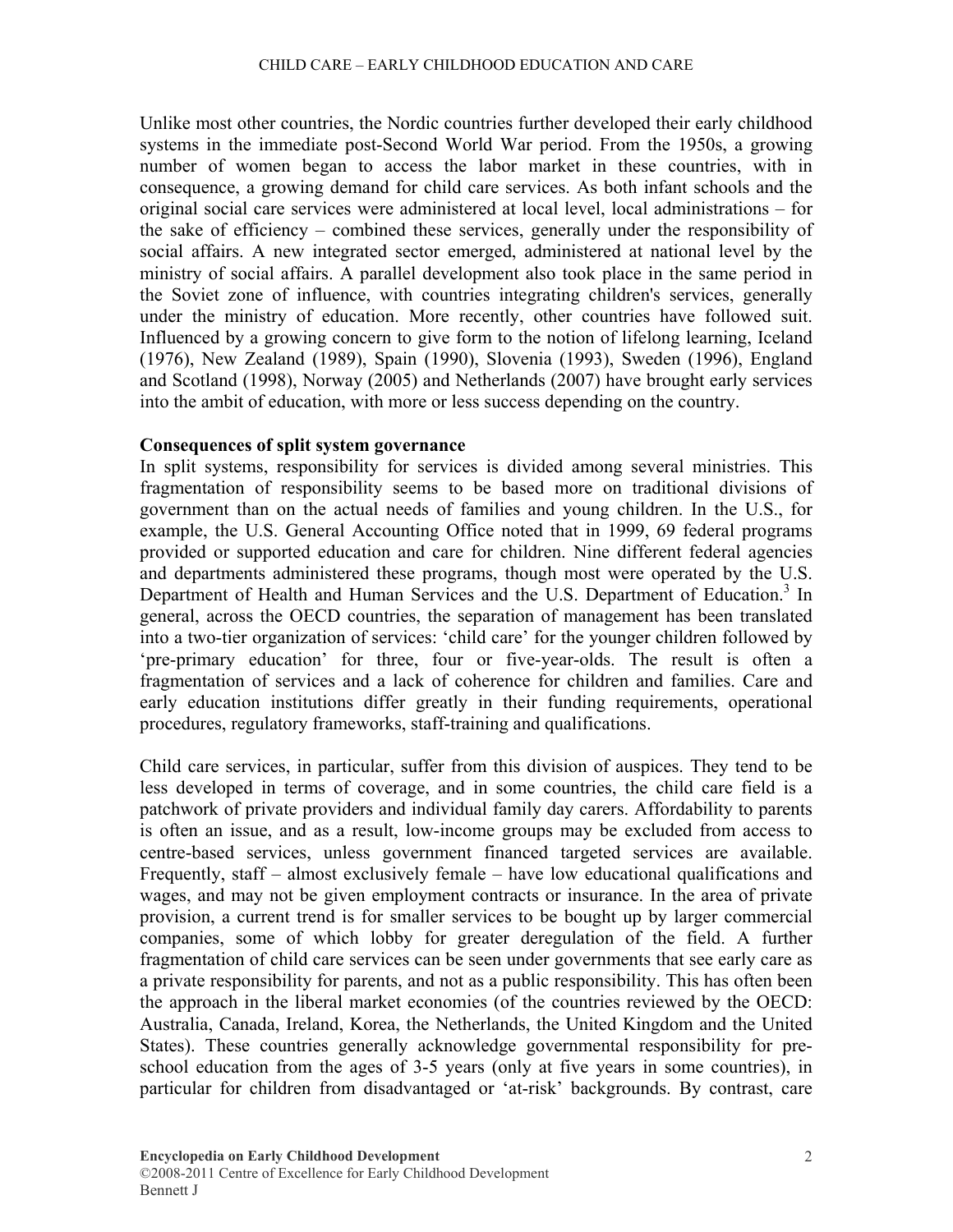Unlike most other countries, the Nordic countries further developed their early childhood systems in the immediate post-Second World War period. From the 1950s, a growing number of women began to access the labor market in these countries, with in consequence, a growing demand for child care services. As both infant schools and the original social care services were administered at local level, local administrations – for the sake of efficiency – combined these services, generally under the responsibility of social affairs. A new integrated sector emerged, administered at national level by the ministry of social affairs. A parallel development also took place in the same period in the Soviet zone of influence, with countries integrating children's services, generally under the ministry of education. More recently, other countries have followed suit. Influenced by a growing concern to give form to the notion of lifelong learning, Iceland (1976), New Zealand (1989), Spain (1990), Slovenia (1993), Sweden (1996), England and Scotland (1998), Norway (2005) and Netherlands (2007) have brought early services into the ambit of education, with more or less success depending on the country.

**Consequences of split system governance**

In split systems, responsibility for services is divided among several ministries. This fragmentation of responsibility seems to be based more on traditional divisions of government than on the actual needs of families and young children. In the U.S., for example, the U.S. General Accounting Office noted that in 1999, 69 federal programs provided or supported education and care for children. Nine different federal agencies and departments administered these programs, though most were operated by the U.S. Department of Health and Human Services and the U.S. Department of Education.[3] In general, across the OECD countries, the separation of management has been translated into a two-tier organization of services: 'child care' for the younger children followed by 'pre-primary education' for three, four or five-year-olds. The result is often a fragmentation of services and a lack of coherence for children and families. Care and early education institutions differ greatly in their funding requirements, operational procedures, regulatory frameworks, staff-training and qualifications.

Child care services, in particular, suffer from this division of auspices. They tend to be less developed in terms of coverage, and in some countries, the child care field is a patchwork of private providers and individual family day carers. Affordability to parents is often an issue, and as a result, low-income groups may be excluded from access to centre-based services, unless government financed targeted services are available. Frequently, staff – almost exclusively female – have low educational qualifications and wages, and may not be given employment contracts or insurance. In the area of private provision, a current trend is for smaller services to be bought up by larger commercial companies, some of which lobby for greater deregulation of the field. A further fragmentation of child care services can be seen under governments that see early care as a private responsibility for parents, and not as a public responsibility. This has often been the approach in the liberal market economies (of the countries reviewed by the OECD: Australia, Canada, Ireland, Korea, the Netherlands, the United Kingdom and the United States). These countries generally acknowledge governmental responsibility for pre-school education from the ages of 3-5 years (only at five years in some countries), in particular for children from disadvantaged or 'at-risk' backgrounds. By contrast, care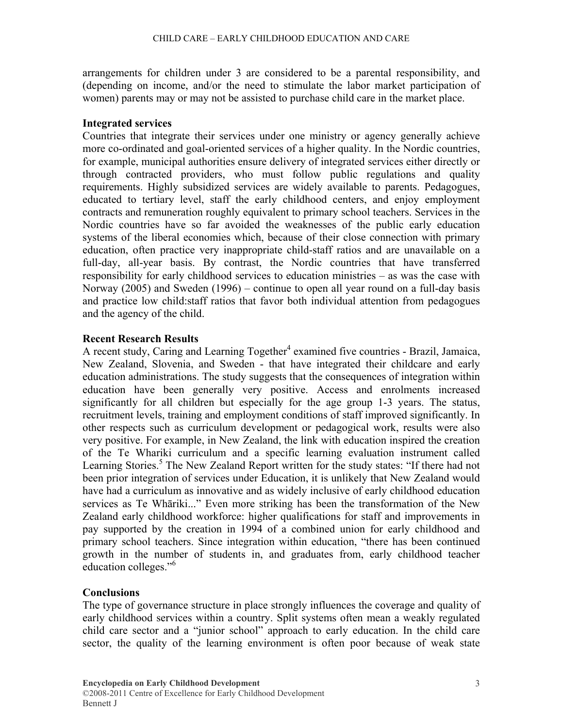arrangements for children under 3 are considered to be a parental responsibility, and (depending on income, and/or the need to stimulate the labor market participation of women) parents may or may not be assisted to purchase child care in the market place.

### Integrated services

Countries that integrate their services under one ministry or agency generally achieve more co-ordinated and goal-oriented services of a higher quality. In the Nordic countries, for example, municipal authorities ensure delivery of integrated services either directly or through contracted providers, who must follow public regulations and quality requirements. Highly subsidized services are widely available to parents. Pedagogues, educated to tertiary level, staff the early childhood centers, and enjoy employment contracts and remuneration roughly equivalent to primary school teachers. Services in the Nordic countries have so far avoided the weaknesses of the public early education systems of the liberal economies which, because of their close connection with primary education, often practice very inappropriate child-staff ratios and are unavailable on a full-day, all-year basis. By contrast, the Nordic countries that have transferred responsibility for early childhood services to education ministries – as was the case with Norway (2005) and Sweden (1996) – continue to open all year round on a full-day basis and practice low child:staff ratios that favor both individual attention from pedagogues and the agency of the child.

### Recent Research Results

A recent study, Caring and Learning Together[4] examined five countries - Brazil, Jamaica, New Zealand, Slovenia, and Sweden - that have integrated their childcare and early education administrations. The study suggests that the consequences of integration within education have been generally very positive. Access and enrolments increased significantly for all children but especially for the age group 1-3 years. The status, recruitment levels, training and employment conditions of staff improved significantly. In other respects such as curriculum development or pedagogical work, results were also very positive. For example, in New Zealand, the link with education inspired the creation of the Te Whariki curriculum and a specific learning evaluation instrument called Learning Stories.[5] The New Zealand Report written for the study states: "If there had not been prior integration of services under Education, it is unlikely that New Zealand would have had a curriculum as innovative and as widely inclusive of early childhood education services as Te Whāriki..." Even more striking has been the transformation of the New Zealand early childhood workforce: higher qualifications for staff and improvements in pay supported by the creation in 1994 of a combined union for early childhood and primary school teachers. Since integration within education, "there has been continued growth in the number of students in, and graduates from, early childhood teacher education colleges."[6]

### Conclusions

The type of governance structure in place strongly influences the coverage and quality of early childhood services within a country. Split systems often mean a weakly regulated child care sector and a "junior school" approach to early education. In the child care sector, the quality of the learning environment is often poor because of weak state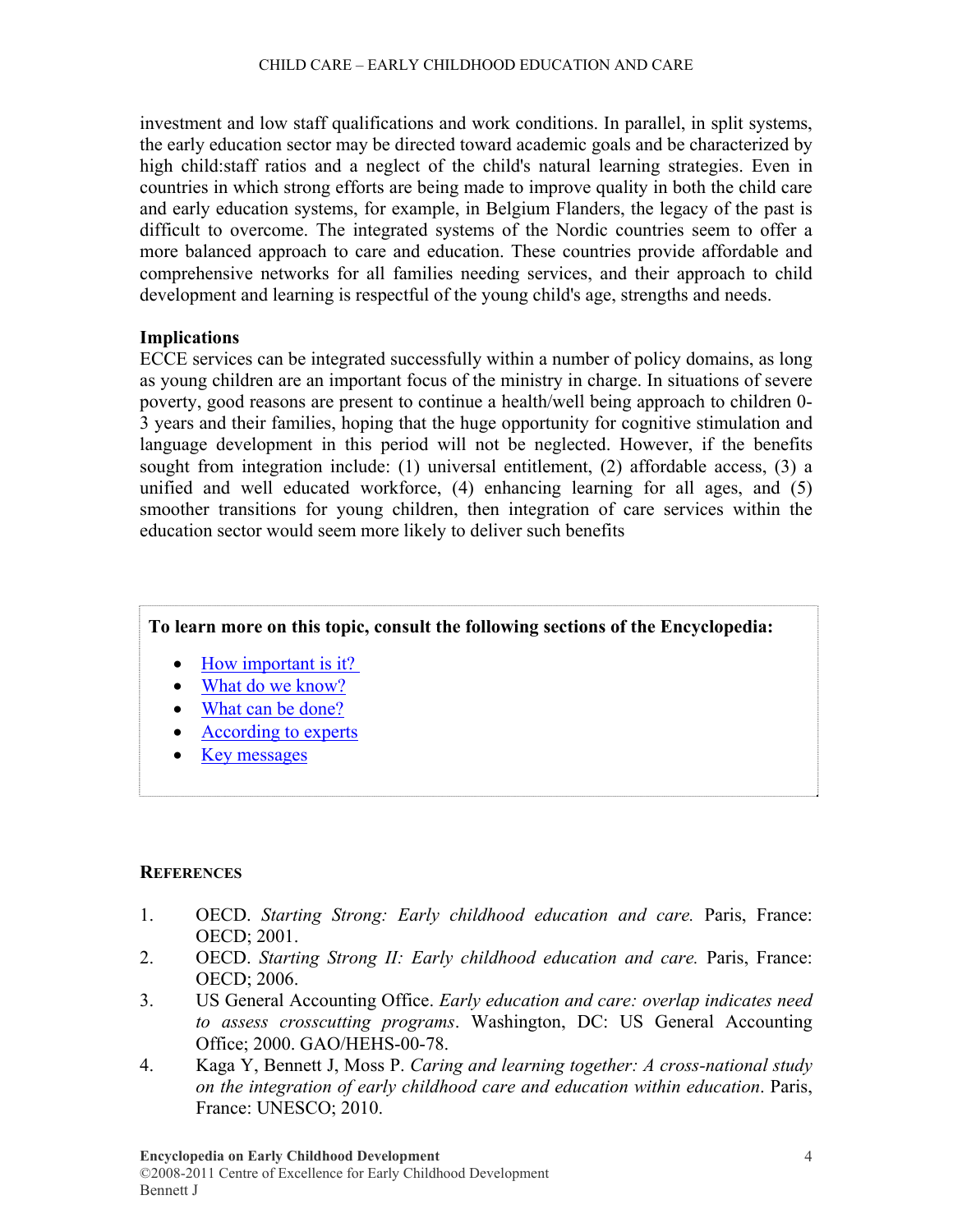investment and low staff qualifications and work conditions. In parallel, in split systems, the early education sector may be directed toward academic goals and be characterized by high child:staff ratios and a neglect of the child's natural learning strategies. Even in countries in which strong efforts are being made to improve quality in both the child care and early education systems, for example, in Belgium Flanders, the legacy of the past is difficult to overcome. The integrated systems of the Nordic countries seem to offer a more balanced approach to care and education. These countries provide affordable and comprehensive networks for all families needing services, and their approach to child development and learning is respectful of the young child's age, strengths and needs.

### Implications

ECCE services can be integrated successfully within a number of policy domains, as long as young children are an important focus of the ministry in charge. In situations of severe poverty, good reasons are present to continue a health/well being approach to children 0-3 years and their families, hoping that the huge opportunity for cognitive stimulation and language development in this period will not be neglected. However, if the benefits sought from integration include: (1) universal entitlement, (2) affordable access, (3) a unified and well educated workforce, (4) enhancing learning for all ages, and (5) smoother transitions for young children, then integration of care services within the education sector would seem more likely to deliver such benefits

**To learn more on this topic, consult the following sections of the Encyclopedia:**

- How important is it?
- What do we know?
- What can be done?
- According to experts
- Key messages

## References

1. OECD. *Starting Strong: Early childhood education and care.* Paris, France: OECD; 2001.
2. OECD. *Starting Strong II: Early childhood education and care.* Paris, France: OECD; 2006.
3. US General Accounting Office. *Early education and care: overlap indicates need to assess crosscutting programs*. Washington, DC: US General Accounting Office; 2000. GAO/HEHS-00-78.
4. Kaga Y, Bennett J, Moss P. *Caring and learning together: A cross-national study on the integration of early childhood care and education within education*. Paris, France: UNESCO; 2010.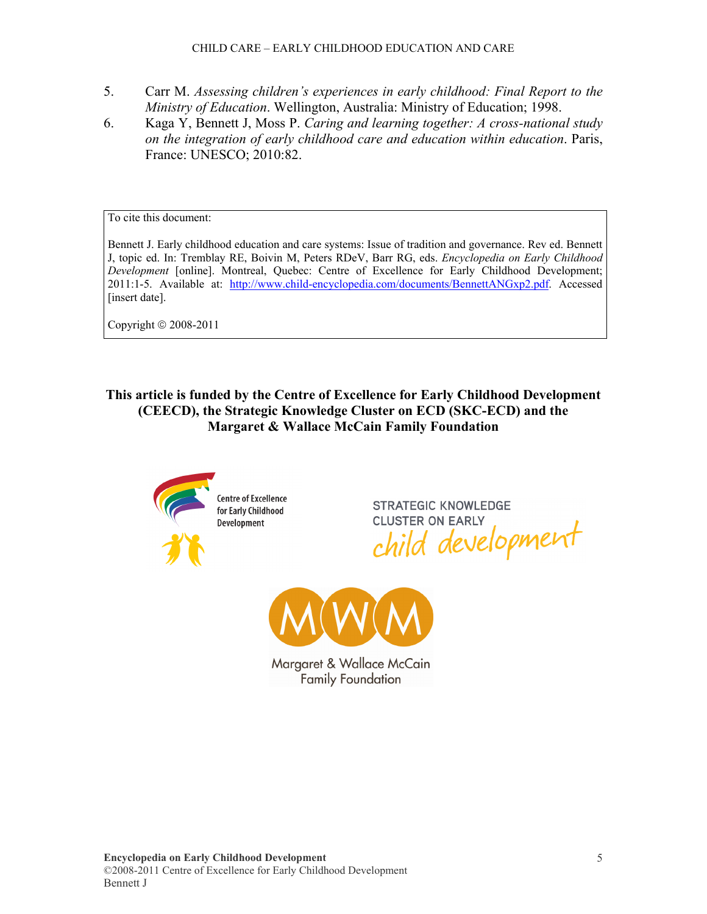5. Carr M. *Assessing children's experiences in early childhood: Final Report to the Ministry of Education*. Wellington, Australia: Ministry of Education; 1998.
6. Kaga Y, Bennett J, Moss P. *Caring and learning together: A cross-national study on the integration of early childhood care and education within education*. Paris, France: UNESCO; 2010:82.

To cite this document:

Bennett J. Early childhood education and care systems: Issue of tradition and governance. Rev ed. Bennett J, topic ed. In: Tremblay RE, Boivin M, Peters RDeV, Barr RG, eds. *Encyclopedia on Early Childhood Development* [online]. Montreal, Quebec: Centre of Excellence for Early Childhood Development; 2011:1-5. Available at: http://www.child-encyclopedia.com/documents/BennettANGxp2.pdf. Accessed [insert date].

Copyright © 2008-2011

**This article is funded by the Centre of Excellence for Early Childhood Development (CEECD), the Strategic Knowledge Cluster on ECD (SKC-ECD) and the Margaret & Wallace McCain Family Foundation**

Centre of Excellence for Early Childhood Development

STRATEGIC KNOWLEDGE CLUSTER ON EARLY child development

MWM
Margaret & Wallace McCain Family Foundation